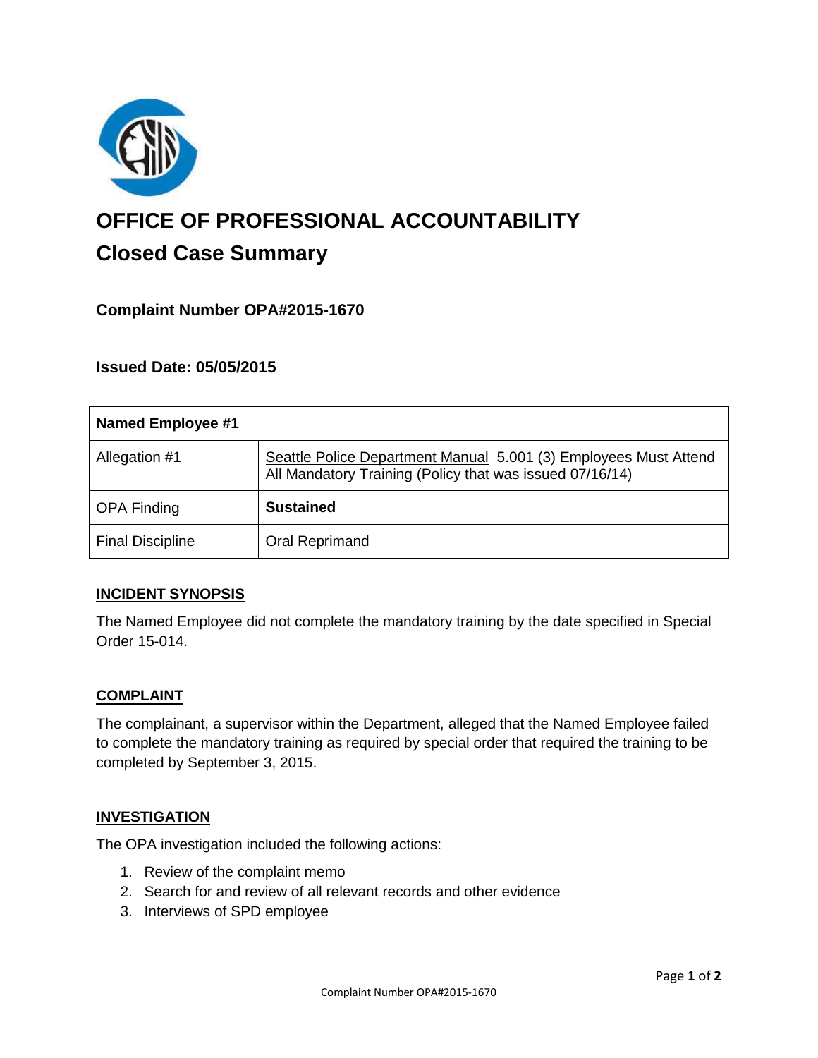# OFFICE OF PROFESSIONAL ACCOUNTABILITY

## Closed Case Summary

### Complaint Number OPA#2015-1670

### Issued Date: 05/05/2015

| Named Employee #1 | |
|---|---|
| Allegation #1 | Seattle Police Department Manual 5.001 (3) Employees Must Attend All Mandatory Training (Policy that was issued 07/16/14) |
| OPA Finding | **Sustained** |
| Final Discipline | Oral Reprimand |

**INCIDENT SYNOPSIS**

The Named Employee did not complete the mandatory training by the date specified in Special Order 15-014.

**COMPLAINT**

The complainant, a supervisor within the Department, alleged that the Named Employee failed to complete the mandatory training as required by special order that required the training to be completed by September 3, 2015.

**INVESTIGATION**

The OPA investigation included the following actions:

1. Review of the complaint memo
2. Search for and review of all relevant records and other evidence
3. Interviews of SPD employee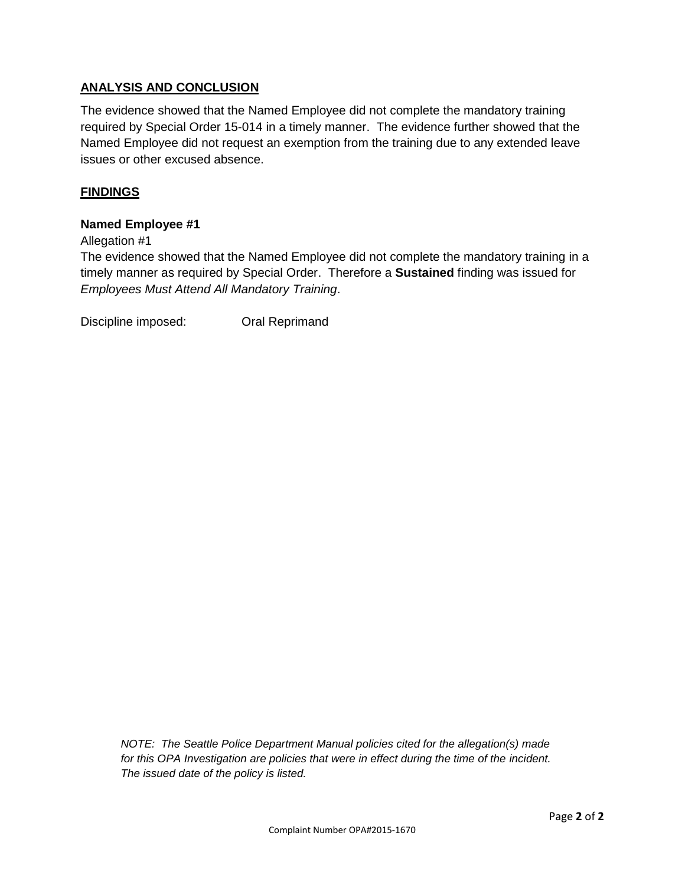## ANALYSIS AND CONCLUSION

The evidence showed that the Named Employee did not complete the mandatory training required by Special Order 15-014 in a timely manner. The evidence further showed that the Named Employee did not request an exemption from the training due to any extended leave issues or other excused absence.

## FINDINGS

**Named Employee #1**

Allegation #1

The evidence showed that the Named Employee did not complete the mandatory training in a timely manner as required by Special Order. Therefore a **Sustained** finding was issued for *Employees Must Attend All Mandatory Training*.

Discipline imposed: Oral Reprimand

*NOTE: The Seattle Police Department Manual policies cited for the allegation(s) made for this OPA Investigation are policies that were in effect during the time of the incident. The issued date of the policy is listed.*

Complaint Number OPA#2015-1670